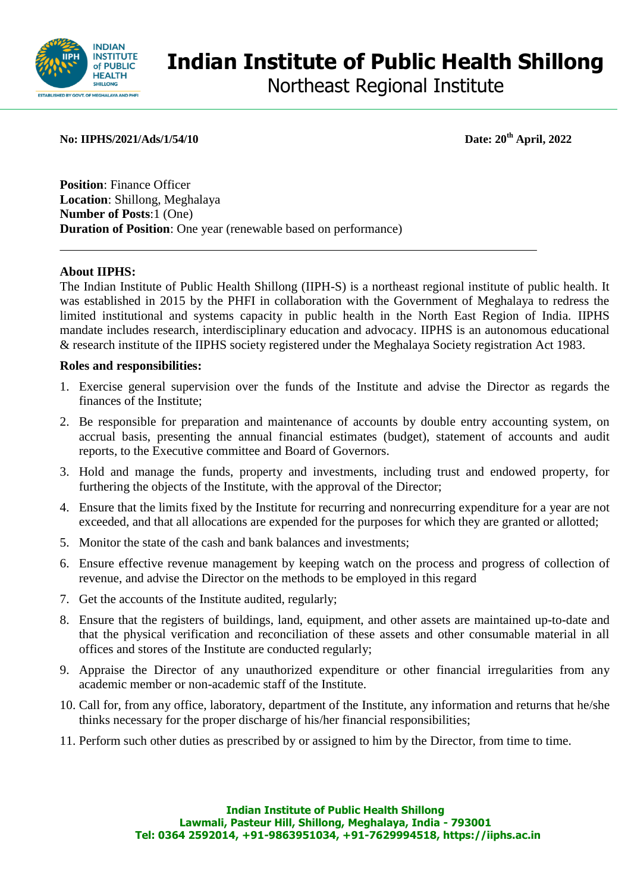# Indian Institute of Public Health Shillong

Northeast Regional Institute

**No: IIPHS/2021/Ads/1/54/10** **Date: 20th April, 2022**

**Position**: Finance Officer
**Location**: Shillong, Meghalaya
**Number of Posts**:1 (One)
**Duration of Position**: One year (renewable based on performance)

---

**About IIPHS:**

The Indian Institute of Public Health Shillong (IIPH-S) is a northeast regional institute of public health. It was established in 2015 by the PHFI in collaboration with the Government of Meghalaya to redress the limited institutional and systems capacity in public health in the North East Region of India. IIPHS mandate includes research, interdisciplinary education and advocacy. IIPHS is an autonomous educational & research institute of the IIPHS society registered under the Meghalaya Society registration Act 1983.

**Roles and responsibilities:**

1. Exercise general supervision over the funds of the Institute and advise the Director as regards the finances of the Institute;
2. Be responsible for preparation and maintenance of accounts by double entry accounting system, on accrual basis, presenting the annual financial estimates (budget), statement of accounts and audit reports, to the Executive committee and Board of Governors.
3. Hold and manage the funds, property and investments, including trust and endowed property, for furthering the objects of the Institute, with the approval of the Director;
4. Ensure that the limits fixed by the Institute for recurring and nonrecurring expenditure for a year are not exceeded, and that all allocations are expended for the purposes for which they are granted or allotted;
5. Monitor the state of the cash and bank balances and investments;
6. Ensure effective revenue management by keeping watch on the process and progress of collection of revenue, and advise the Director on the methods to be employed in this regard
7. Get the accounts of the Institute audited, regularly;
8. Ensure that the registers of buildings, land, equipment, and other assets are maintained up-to-date and that the physical verification and reconciliation of these assets and other consumable material in all offices and stores of the Institute are conducted regularly;
9. Appraise the Director of any unauthorized expenditure or other financial irregularities from any academic member or non-academic staff of the Institute.
10. Call for, from any office, laboratory, department of the Institute, any information and returns that he/she thinks necessary for the proper discharge of his/her financial responsibilities;
11. Perform such other duties as prescribed by or assigned to him by the Director, from time to time.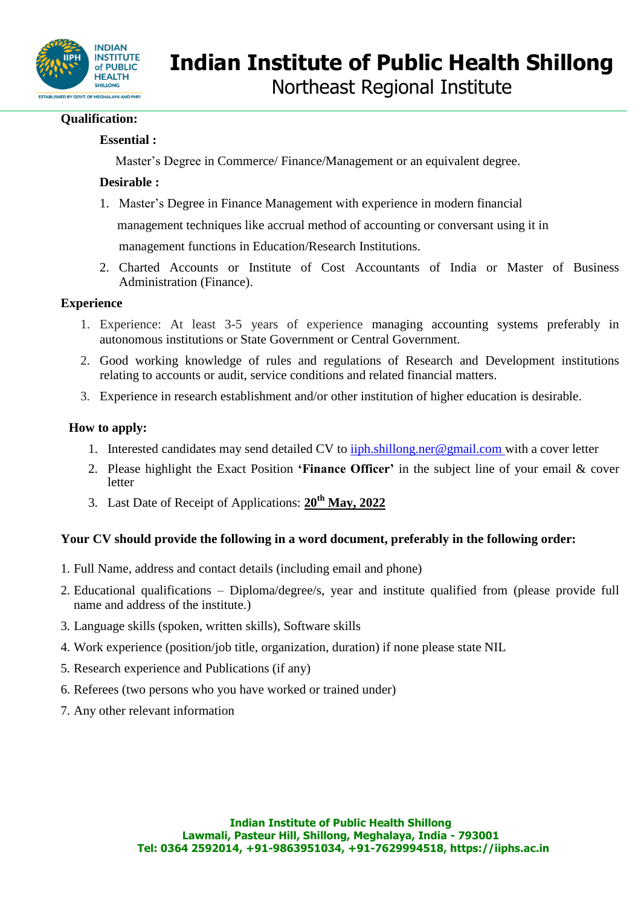**Qualification:**

**Essential :**

Master's Degree in Commerce/ Finance/Management or an equivalent degree.

**Desirable :**

1. Master's Degree in Finance Management with experience in modern financial management techniques like accrual method of accounting or conversant using it in management functions in Education/Research Institutions.
2. Charted Accounts or Institute of Cost Accountants of India or Master of Business Administration (Finance).

**Experience**

1. Experience: At least 3-5 years of experience managing accounting systems preferably in autonomous institutions or State Government or Central Government.
2. Good working knowledge of rules and regulations of Research and Development institutions relating to accounts or audit, service conditions and related financial matters.
3. Experience in research establishment and/or other institution of higher education is desirable.

**How to apply:**

1. Interested candidates may send detailed CV to iiph.shillong.ner@gmail.com with a cover letter
2. Please highlight the Exact Position **'Finance Officer'** in the subject line of your email & cover letter
3. Last Date of Receipt of Applications: **20th May, 2022**

**Your CV should provide the following in a word document, preferably in the following order:**

1. Full Name, address and contact details (including email and phone)
2. Educational qualifications – Diploma/degree/s, year and institute qualified from (please provide full name and address of the institute.)
3. Language skills (spoken, written skills), Software skills
4. Work experience (position/job title, organization, duration) if none please state NIL
5. Research experience and Publications (if any)
6. Referees (two persons who you have worked or trained under)
7. Any other relevant information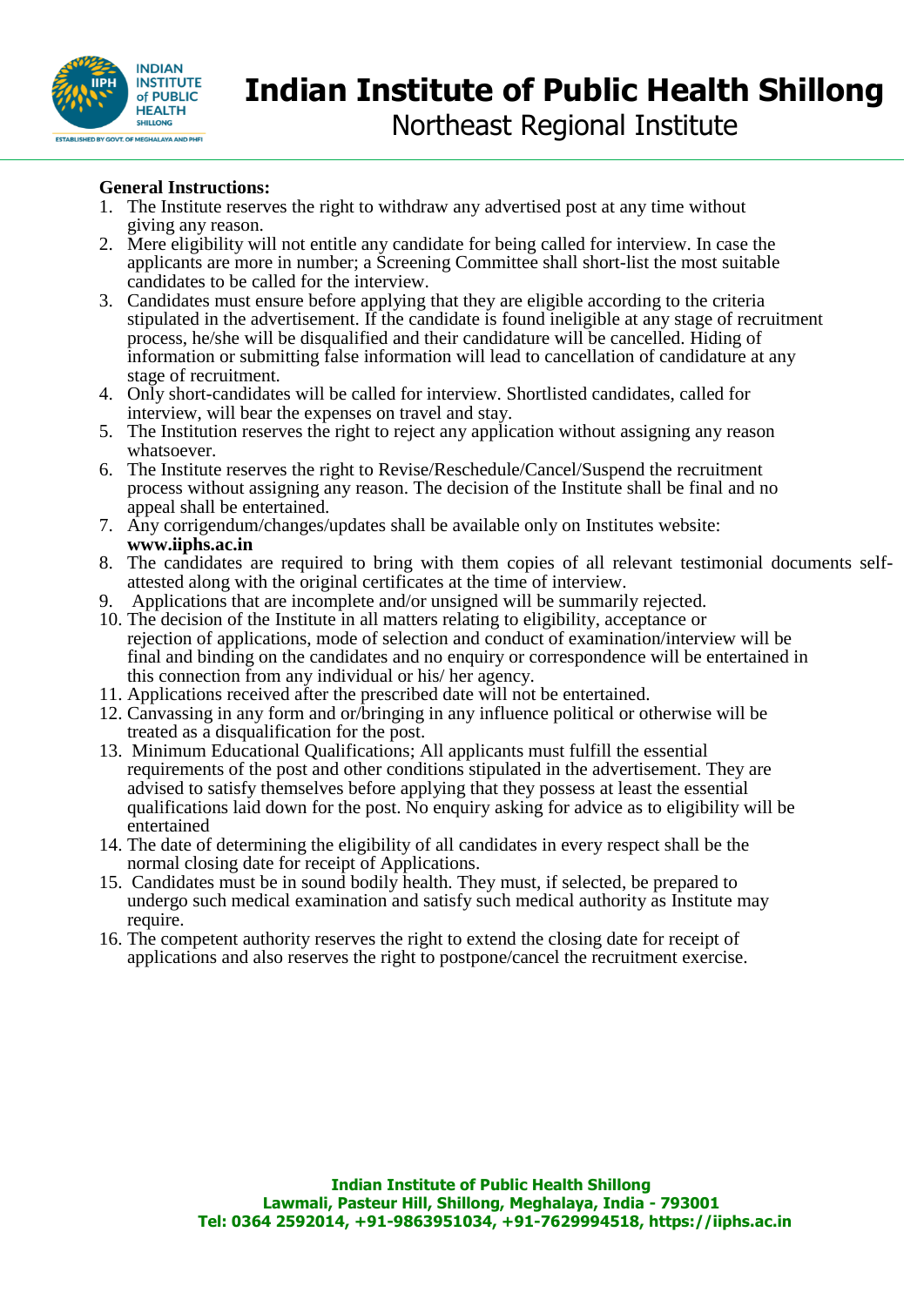**General Instructions:**

1. The Institute reserves the right to withdraw any advertised post at any time without giving any reason.
2. Mere eligibility will not entitle any candidate for being called for interview. In case the applicants are more in number; a Screening Committee shall short-list the most suitable candidates to be called for the interview.
3. Candidates must ensure before applying that they are eligible according to the criteria stipulated in the advertisement. If the candidate is found ineligible at any stage of recruitment process, he/she will be disqualified and their candidature will be cancelled. Hiding of information or submitting false information will lead to cancellation of candidature at any stage of recruitment.
4. Only short-candidates will be called for interview. Shortlisted candidates, called for interview, will bear the expenses on travel and stay.
5. The Institution reserves the right to reject any application without assigning any reason whatsoever.
6. The Institute reserves the right to Revise/Reschedule/Cancel/Suspend the recruitment process without assigning any reason. The decision of the Institute shall be final and no appeal shall be entertained.
7. Any corrigendum/changes/updates shall be available only on Institutes website: **www.iiphs.ac.in**
8. The candidates are required to bring with them copies of all relevant testimonial documents self-attested along with the original certificates at the time of interview.
9. Applications that are incomplete and/or unsigned will be summarily rejected.
10. The decision of the Institute in all matters relating to eligibility, acceptance or rejection of applications, mode of selection and conduct of examination/interview will be final and binding on the candidates and no enquiry or correspondence will be entertained in this connection from any individual or his/ her agency.
11. Applications received after the prescribed date will not be entertained.
12. Canvassing in any form and or/bringing in any influence political or otherwise will be treated as a disqualification for the post.
13. Minimum Educational Qualifications; All applicants must fulfill the essential requirements of the post and other conditions stipulated in the advertisement. They are advised to satisfy themselves before applying that they possess at least the essential qualifications laid down for the post. No enquiry asking for advice as to eligibility will be entertained
14. The date of determining the eligibility of all candidates in every respect shall be the normal closing date for receipt of Applications.
15. Candidates must be in sound bodily health. They must, if selected, be prepared to undergo such medical examination and satisfy such medical authority as Institute may require.
16. The competent authority reserves the right to extend the closing date for receipt of applications and also reserves the right to postpone/cancel the recruitment exercise.